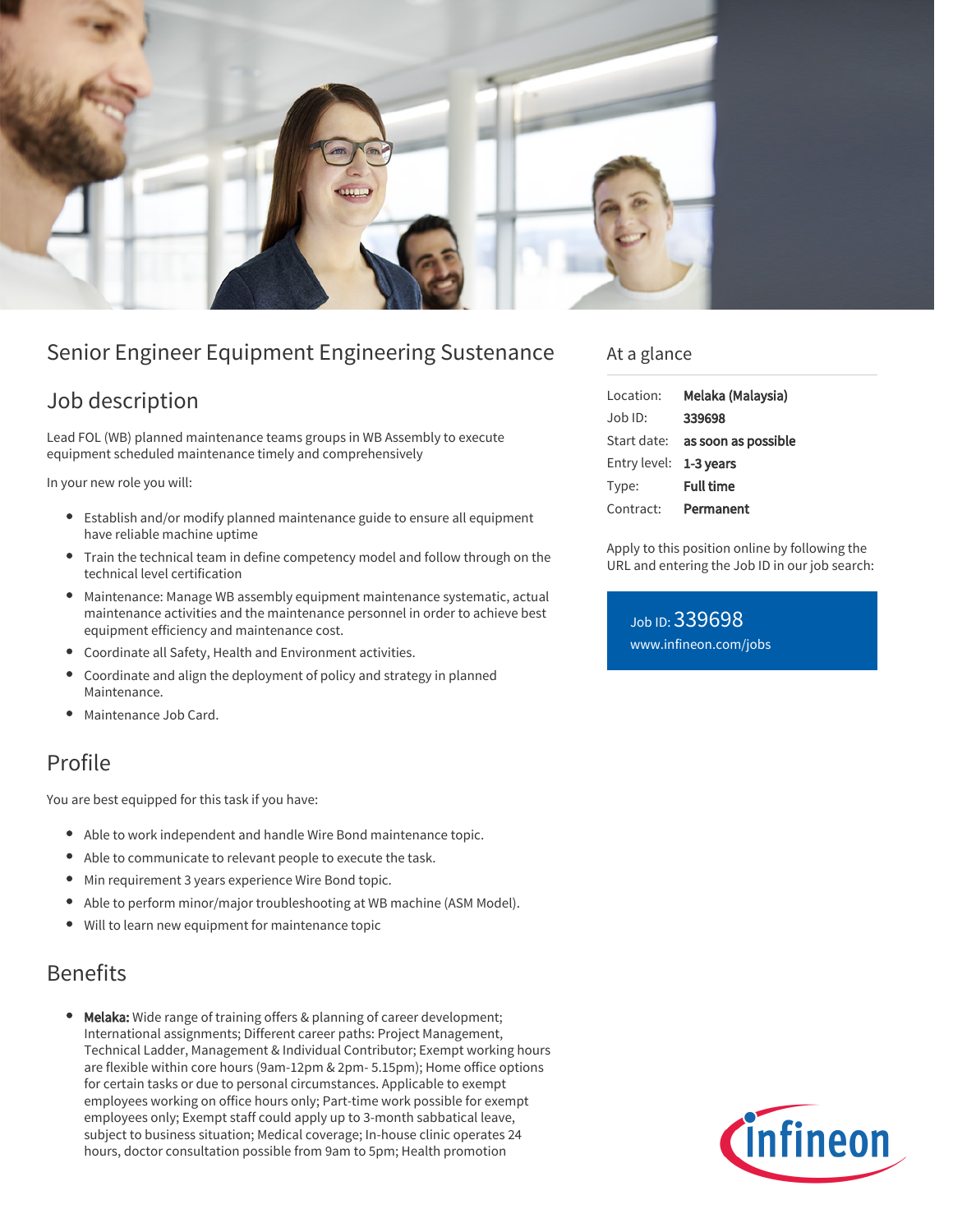# Senior Engineer Equipment Engineering Sustenance

## Job description

Lead FOL (WB) planned maintenance teams groups in WB Assembly to execute equipment scheduled maintenance timely and comprehensively

In your new role you will:

- Establish and/or modify planned maintenance guide to ensure all equipment have reliable machine uptime
- Train the technical team in define competency model and follow through on the technical level certification
- Maintenance: Manage WB assembly equipment maintenance systematic, actual maintenance activities and the maintenance personnel in order to achieve best equipment efficiency and maintenance cost.
- Coordinate all Safety, Health and Environment activities.
- Coordinate and align the deployment of policy and strategy in planned Maintenance.
- Maintenance Job Card.

## Profile

You are best equipped for this task if you have:

- Able to work independent and handle Wire Bond maintenance topic.
- Able to communicate to relevant people to execute the task.
- Min requirement 3 years experience Wire Bond topic.
- Able to perform minor/major troubleshooting at WB machine (ASM Model).
- Will to learn new equipment for maintenance topic

## Benefits

- **Melaka:** Wide range of training offers & planning of career development; International assignments; Different career paths: Project Management, Technical Ladder, Management & Individual Contributor; Exempt working hours are flexible within core hours (9am-12pm & 2pm- 5.15pm); Home office options for certain tasks or due to personal circumstances. Applicable to exempt employees working on office hours only; Part-time work possible for exempt employees only; Exempt staff could apply up to 3-month sabbatical leave, subject to business situation; Medical coverage; In-house clinic operates 24 hours, doctor consultation possible from 9am to 5pm; Health promotion

## At a glance

| | |
|---|---|
| Location: | **Melaka (Malaysia)** |
| Job ID: | **339698** |
| Start date: | **as soon as possible** |
| Entry level: | **1-3 years** |
| Type: | **Full time** |
| Contract: | **Permanent** |

Apply to this position online by following the URL and entering the Job ID in our job search:

Job ID: 339698
www.infineon.com/jobs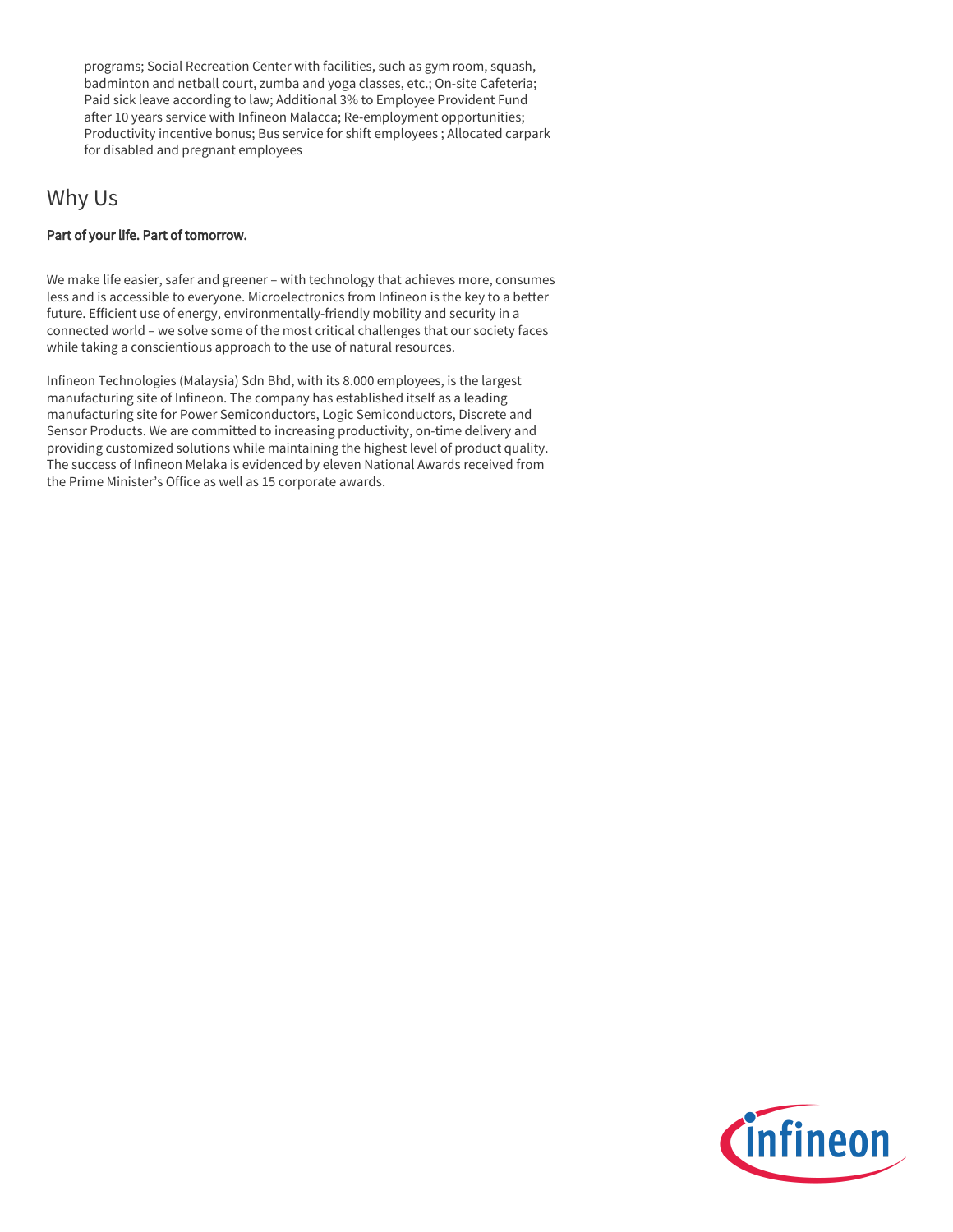programs; Social Recreation Center with facilities, such as gym room, squash, badminton and netball court, zumba and yoga classes, etc.; On-site Cafeteria; Paid sick leave according to law; Additional 3% to Employee Provident Fund after 10 years service with Infineon Malacca; Re-employment opportunities; Productivity incentive bonus; Bus service for shift employees ; Allocated carpark for disabled and pregnant employees

## Why Us

**Part of your life. Part of tomorrow.**

We make life easier, safer and greener – with technology that achieves more, consumes less and is accessible to everyone. Microelectronics from Infineon is the key to a better future. Efficient use of energy, environmentally-friendly mobility and security in a connected world – we solve some of the most critical challenges that our society faces while taking a conscientious approach to the use of natural resources.

Infineon Technologies (Malaysia) Sdn Bhd, with its 8.000 employees, is the largest manufacturing site of Infineon. The company has established itself as a leading manufacturing site for Power Semiconductors, Logic Semiconductors, Discrete and Sensor Products. We are committed to increasing productivity, on-time delivery and providing customized solutions while maintaining the highest level of product quality. The success of Infineon Melaka is evidenced by eleven National Awards received from the Prime Minister's Office as well as 15 corporate awards.